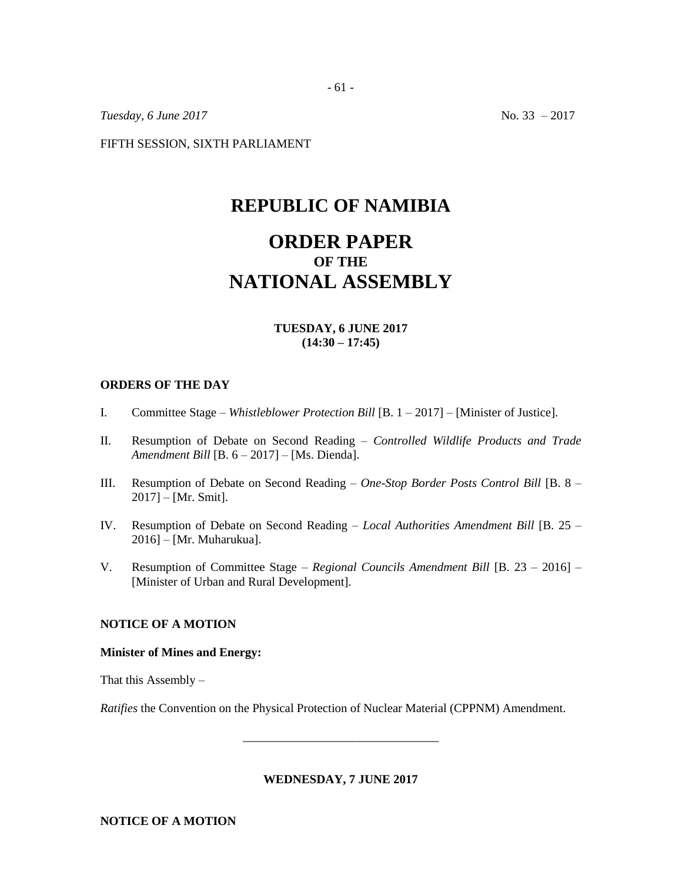*Tuesday, 6 June 2017* No. 33 – 2017

FIFTH SESSION, SIXTH PARLIAMENT

# REPUBLIC OF NAMIBIA

# ORDER PAPER
## OF THE
# NATIONAL ASSEMBLY

**TUESDAY, 6 JUNE 2017**
**(14:30 – 17:45)**

**ORDERS OF THE DAY**

I. Committee Stage – *Whistleblower Protection Bill* [B. 1 – 2017] – [Minister of Justice].

II. Resumption of Debate on Second Reading – *Controlled Wildlife Products and Trade Amendment Bill* [B. 6 – 2017] – [Ms. Dienda].

III. Resumption of Debate on Second Reading – *One-Stop Border Posts Control Bill* [B. 8 – 2017] – [Mr. Smit].

IV. Resumption of Debate on Second Reading – *Local Authorities Amendment Bill* [B. 25 – 2016] – [Mr. Muharukua].

V. Resumption of Committee Stage – *Regional Councils Amendment Bill* [B. 23 – 2016] – [Minister of Urban and Rural Development].

**NOTICE OF A MOTION**

**Minister of Mines and Energy:**

That this Assembly –

*Ratifies* the Convention on the Physical Protection of Nuclear Material (CPPNM) Amendment.

---

**WEDNESDAY, 7 JUNE 2017**

**NOTICE OF A MOTION**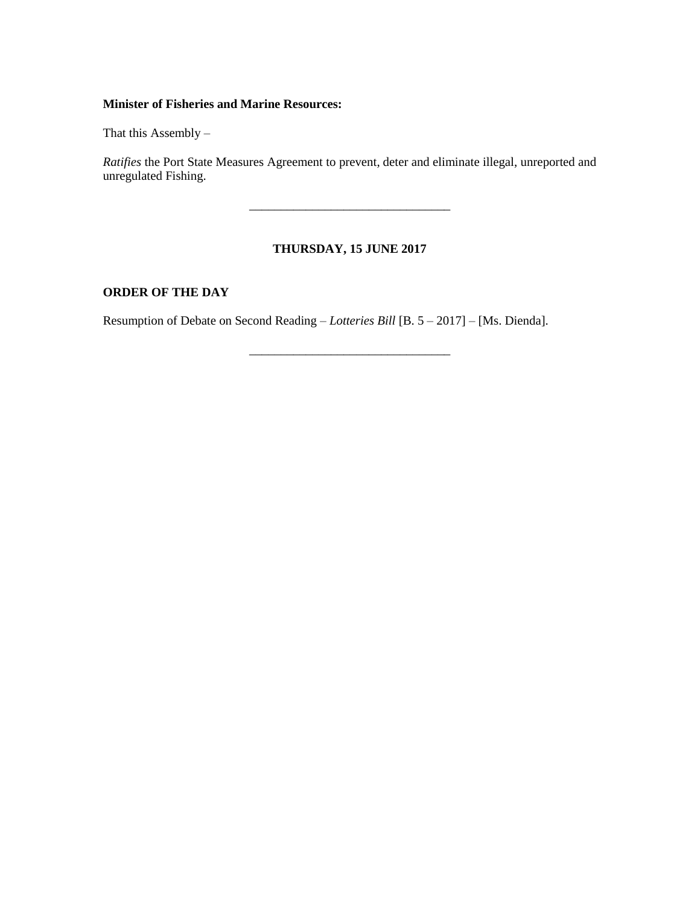**Minister of Fisheries and Marine Resources:**

That this Assembly –

*Ratifies* the Port State Measures Agreement to prevent, deter and eliminate illegal, unreported and unregulated Fishing.

---

**THURSDAY, 15 JUNE 2017**

**ORDER OF THE DAY**

Resumption of Debate on Second Reading – *Lotteries Bill* [B. 5 – 2017] – [Ms. Dienda].

---